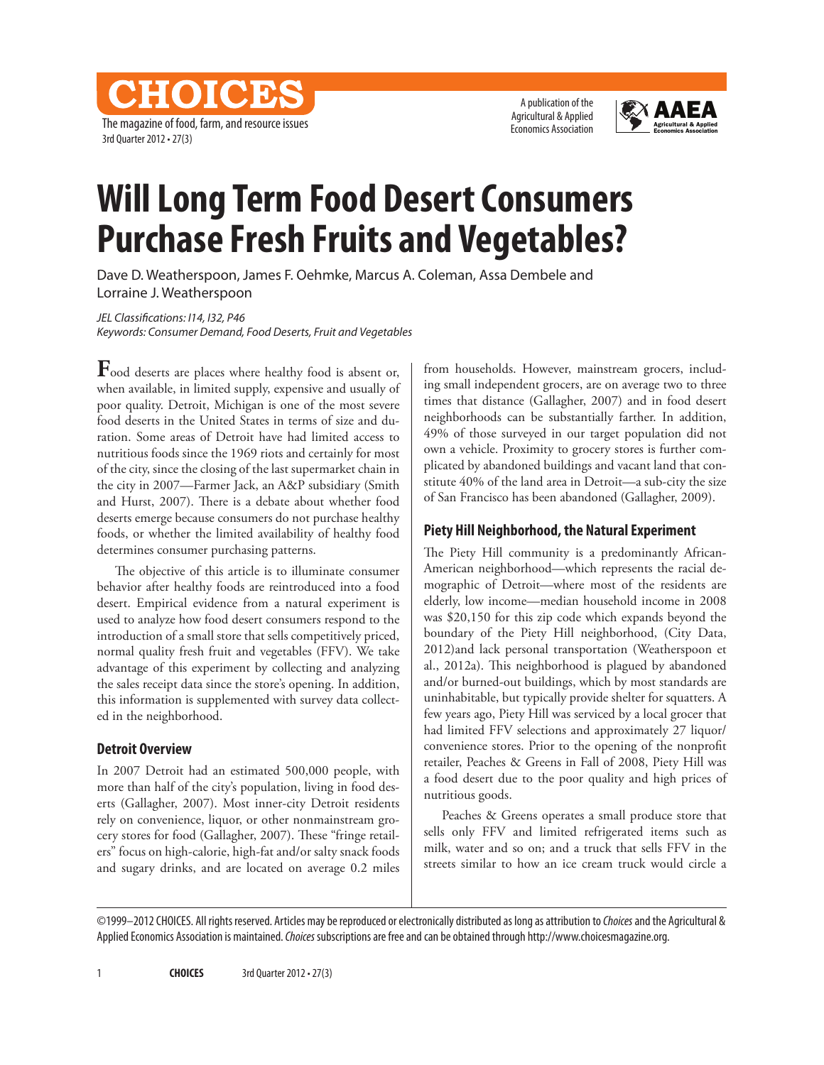# Will Long Term Food Desert Consumers Purchase Fresh Fruits and Vegetables?

Dave D. Weatherspoon, James F. Oehmke, Marcus A. Coleman, Assa Dembele and Lorraine J. Weatherspoon

*JEL Classifications: I14, I32, P46*
*Keywords: Consumer Demand, Food Deserts, Fruit and Vegetables*

Food deserts are places where healthy food is absent or, when available, in limited supply, expensive and usually of poor quality. Detroit, Michigan is one of the most severe food deserts in the United States in terms of size and duration. Some areas of Detroit have had limited access to nutritious foods since the 1969 riots and certainly for most of the city, since the closing of the last supermarket chain in the city in 2007—Farmer Jack, an A&P subsidiary (Smith and Hurst, 2007). There is a debate about whether food deserts emerge because consumers do not purchase healthy foods, or whether the limited availability of healthy food determines consumer purchasing patterns.

The objective of this article is to illuminate consumer behavior after healthy foods are reintroduced into a food desert. Empirical evidence from a natural experiment is used to analyze how food desert consumers respond to the introduction of a small store that sells competitively priced, normal quality fresh fruit and vegetables (FFV). We take advantage of this experiment by collecting and analyzing the sales receipt data since the store's opening. In addition, this information is supplemented with survey data collected in the neighborhood.

## Detroit Overview

In 2007 Detroit had an estimated 500,000 people, with more than half of the city's population, living in food deserts (Gallagher, 2007). Most inner-city Detroit residents rely on convenience, liquor, or other nonmainstream grocery stores for food (Gallagher, 2007). These "fringe retailers" focus on high-calorie, high-fat and/or salty snack foods and sugary drinks, and are located on average 0.2 miles from households. However, mainstream grocers, including small independent grocers, are on average two to three times that distance (Gallagher, 2007) and in food desert neighborhoods can be substantially farther. In addition, 49% of those surveyed in our target population did not own a vehicle. Proximity to grocery stores is further complicated by abandoned buildings and vacant land that constitute 40% of the land area in Detroit—a sub-city the size of San Francisco has been abandoned (Gallagher, 2009).

## Piety Hill Neighborhood, the Natural Experiment

The Piety Hill community is a predominantly African-American neighborhood—which represents the racial demographic of Detroit—where most of the residents are elderly, low income—median household income in 2008 was $20,150 for this zip code which expands beyond the boundary of the Piety Hill neighborhood, (City Data, 2012)and lack personal transportation (Weatherspoon et al., 2012a). This neighborhood is plagued by abandoned and/or burned-out buildings, which by most standards are uninhabitable, but typically provide shelter for squatters. A few years ago, Piety Hill was serviced by a local grocer that had limited FFV selections and approximately 27 liquor/convenience stores. Prior to the opening of the nonprofit retailer, Peaches & Greens in Fall of 2008, Piety Hill was a food desert due to the poor quality and high prices of nutritious goods.

Peaches & Greens operates a small produce store that sells only FFV and limited refrigerated items such as milk, water and so on; and a truck that sells FFV in the streets similar to how an ice cream truck would circle a

©1999–2012 CHOICES. All rights reserved. Articles may be reproduced or electronically distributed as long as attribution to *Choices* and the Agricultural & Applied Economics Association is maintained. *Choices* subscriptions are free and can be obtained through http://www.choicesmagazine.org.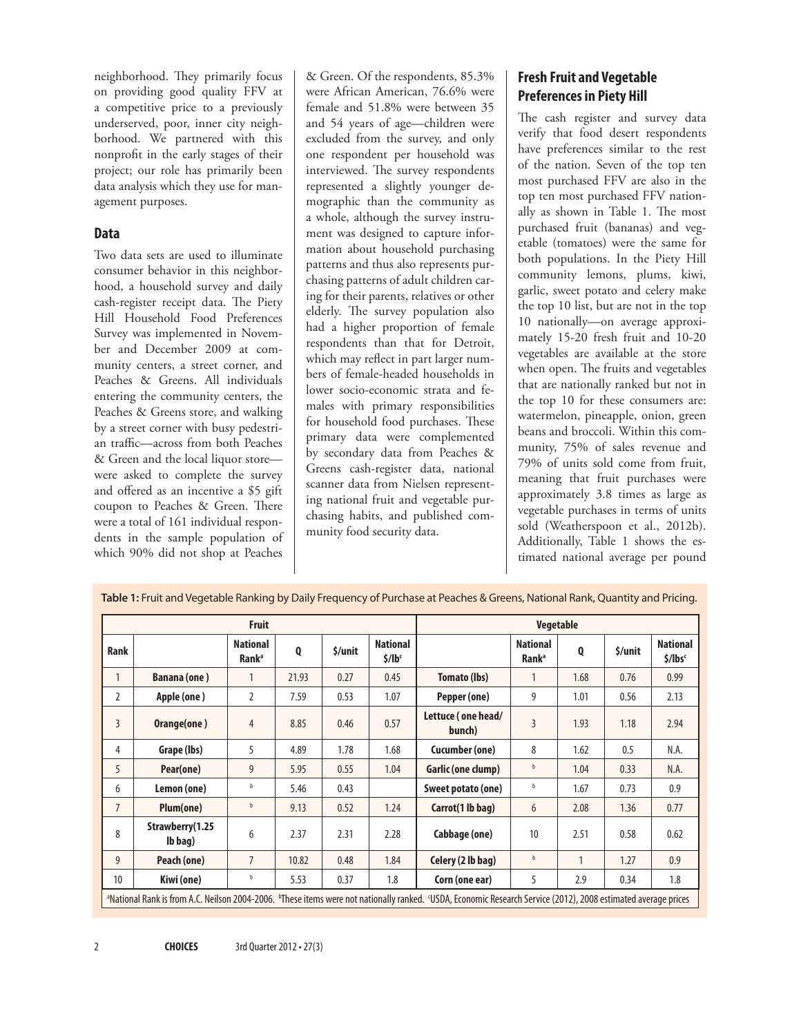neighborhood. They primarily focus on providing good quality FFV at a competitive price to a previously underserved, poor, inner city neighborhood. We partnered with this nonprofit in the early stages of their project; our role has primarily been data analysis which they use for management purposes.

## Data

Two data sets are used to illuminate consumer behavior in this neighborhood, a household survey and daily cash-register receipt data. The Piety Hill Household Food Preferences Survey was implemented in November and December 2009 at community centers, a street corner, and Peaches & Greens. All individuals entering the community centers, the Peaches & Greens store, and walking by a street corner with busy pedestrian traffic—across from both Peaches & Green and the local liquor store—were asked to complete the survey and offered as an incentive a $5 gift coupon to Peaches & Green. There were a total of 161 individual respondents in the sample population of which 90% did not shop at Peaches & Green. Of the respondents, 85.3% were African American, 76.6% were female and 51.8% were between 35 and 54 years of age—children were excluded from the survey, and only one respondent per household was interviewed. The survey respondents represented a slightly younger demographic than the community as a whole, although the survey instrument was designed to capture information about household purchasing patterns and thus also represents purchasing patterns of adult children caring for their parents, relatives or other elderly. The survey population also had a higher proportion of female respondents than that for Detroit, which may reflect in part larger numbers of female-headed households in lower socio-economic strata and females with primary responsibilities for household food purchases. These primary data were complemented by secondary data from Peaches & Greens cash-register data, national scanner data from Nielsen representing national fruit and vegetable purchasing habits, and published community food security data.

## Fresh Fruit and Vegetable Preferences in Piety Hill

The cash register and survey data verify that food desert respondents have preferences similar to the rest of the nation. Seven of the top ten most purchased FFV are also in the top ten most purchased FFV nationally as shown in Table 1. The most purchased fruit (bananas) and vegetable (tomatoes) were the same for both populations. In the Piety Hill community lemons, plums, kiwi, garlic, sweet potato and celery make the top 10 list, but are not in the top 10 nationally—on average approximately 15-20 fresh fruit and 10-20 vegetables are available at the store when open. The fruits and vegetables that are nationally ranked but not in the top 10 for these consumers are: watermelon, pineapple, onion, green beans and broccoli. Within this community, 75% of sales revenue and 79% of units sold come from fruit, meaning that fruit purchases were approximately 3.8 times as large as vegetable purchases in terms of units sold (Weatherspoon et al., 2012b). Additionally, Table 1 shows the estimated national average per pound

**Table 1:** Fruit and Vegetable Ranking by Daily Frequency of Purchase at Peaches & Greens, National Rank, Quantity and Pricing.

| | Fruit | | | | | Vegetable | | | | |
|---|---|---|---|---|---|---|---|---|---|---|
| Rank | | National Rank[a] | Q | $/unit | National $/lb[c] | | National Rank[a] | Q | $/unit | National $/lbs[c] |
| 1 | Banana (one ) | 1 | 21.93 | 0.27 | 0.45 | Tomato (lbs) | 1 | 1.68 | 0.76 | 0.99 |
| 2 | Apple (one ) | 2 | 7.59 | 0.53 | 1.07 | Pepper (one) | 9 | 1.01 | 0.56 | 2.13 |
| 3 | Orange(one ) | 4 | 8.85 | 0.46 | 0.57 | Lettuce ( one head/ bunch) | 3 | 1.93 | 1.18 | 2.94 |
| 4 | Grape (lbs) | 5 | 4.89 | 1.78 | 1.68 | Cucumber (one) | 8 | 1.62 | 0.5 | N.A. |
| 5 | Pear(one) | 9 | 5.95 | 0.55 | 1.04 | Garlic (one clump) | b | 1.04 | 0.33 | N.A. |
| 6 | Lemon (one) | b | 5.46 | 0.43 | | Sweet potato (one) | b | 1.67 | 0.73 | 0.9 |
| 7 | Plum(one) | b | 9.13 | 0.52 | 1.24 | Carrot(1 lb bag) | 6 | 2.08 | 1.36 | 0.77 |
| 8 | Strawberry(1.25 lb bag) | 6 | 2.37 | 2.31 | 2.28 | Cabbage (one) | 10 | 2.51 | 0.58 | 0.62 |
| 9 | Peach (one) | 7 | 10.82 | 0.48 | 1.84 | Celery (2 lb bag) | b | 1 | 1.27 | 0.9 |
| 10 | Kiwi (one) | b | 5.53 | 0.37 | 1.8 | Corn (one ear) | 5 | 2.9 | 0.34 | 1.8 |

[a]National Rank is from A.C. Neilson 2004-2006. [b]These items were not nationally ranked. [c]USDA, Economic Research Service (2012), 2008 estimated average prices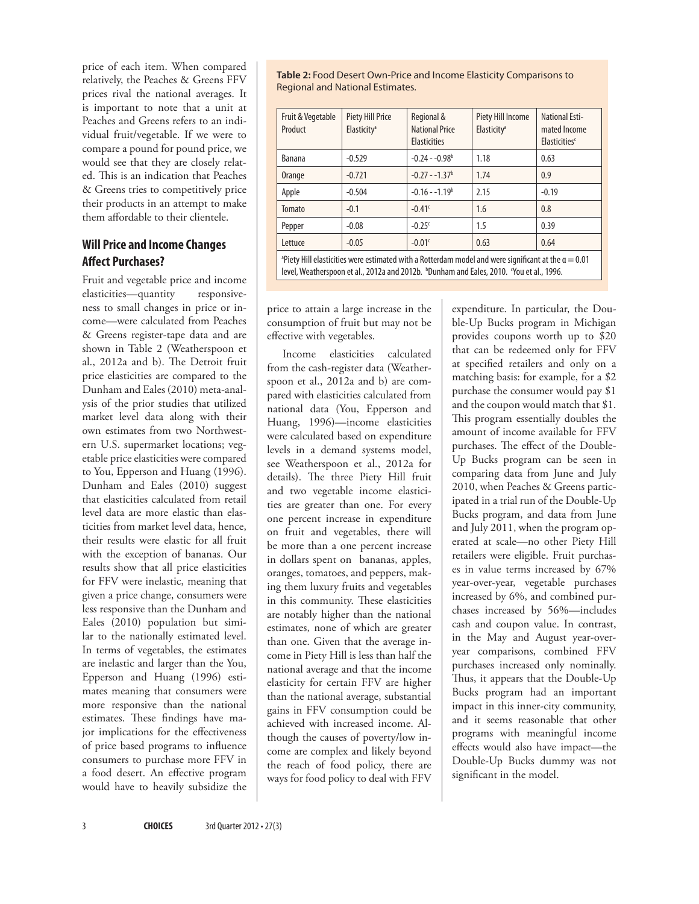price of each item. When compared relatively, the Peaches & Greens FFV prices rival the national averages. It is important to note that a unit at Peaches and Greens refers to an individual fruit/vegetable. If we were to compare a pound for pound price, we would see that they are closely related. This is an indication that Peaches & Greens tries to competitively price their products in an attempt to make them affordable to their clientele.

## Will Price and Income Changes Affect Purchases?

Fruit and vegetable price and income elasticities—quantity responsiveness to small changes in price or income—were calculated from Peaches & Greens register-tape data and are shown in Table 2 (Weatherspoon et al., 2012a and b). The Detroit fruit price elasticities are compared to the Dunham and Eales (2010) meta-analysis of the prior studies that utilized market level data along with their own estimates from two Northwestern U.S. supermarket locations; vegetable price elasticities were compared to You, Epperson and Huang (1996). Dunham and Eales (2010) suggest that elasticities calculated from retail level data are more elastic than elasticities from market level data, hence, their results were elastic for all fruit with the exception of bananas. Our results show that all price elasticities for FFV were inelastic, meaning that given a price change, consumers were less responsive than the Dunham and Eales (2010) population but similar to the nationally estimated level. In terms of vegetables, the estimates are inelastic and larger than the You, Epperson and Huang (1996) estimates meaning that consumers were more responsive than the national estimates. These findings have major implications for the effectiveness of price based programs to influence consumers to purchase more FFV in a food desert. An effective program would have to heavily subsidize the price to attain a large increase in the consumption of fruit but may not be effective with vegetables.

**Table 2:** Food Desert Own-Price and Income Elasticity Comparisons to Regional and National Estimates.

| Fruit & Vegetable Product | Piety Hill Price Elasticity[a] | Regional & National Price Elasticities | Piety Hill Income Elasticity[a] | National Estimated Income Elasticities[c] |
|---|---|---|---|---|
| Banana | -0.529 | -0.24 - -0.98[b] | 1.18 | 0.63 |
| Orange | -0.721 | -0.27 - -1.37[b] | 1.74 | 0.9 |
| Apple | -0.504 | -0.16 - -1.19[b] | 2.15 | -0.19 |
| Tomato | -0.1 | -0.41[c] | 1.6 | 0.8 |
| Pepper | -0.08 | -0.25[c] | 1.5 | 0.39 |
| Lettuce | -0.05 | -0.01[c] | 0.63 | 0.64 |

[a]Piety Hill elasticities were estimated with a Rotterdam model and were significant at the $\alpha = 0.01$ level, Weatherspoon et al., 2012a and 2012b. [b]Dunham and Eales, 2010. [c]You et al., 1996.

Income elasticities calculated from the cash-register data (Weatherspoon et al., 2012a and b) are compared with elasticities calculated from national data (You, Epperson and Huang, 1996)—income elasticities were calculated based on expenditure levels in a demand systems model, see Weatherspoon et al., 2012a for details). The three Piety Hill fruit and two vegetable income elasticities are greater than one. For every one percent increase in expenditure on fruit and vegetables, there will be more than a one percent increase in dollars spent on bananas, apples, oranges, tomatoes, and peppers, making them luxury fruits and vegetables in this community. These elasticities are notably higher than the national estimates, none of which are greater than one. Given that the average income in Piety Hill is less than half the national average and that the income elasticity for certain FFV are higher than the national average, substantial gains in FFV consumption could be achieved with increased income. Although the causes of poverty/low income are complex and likely beyond the reach of food policy, there are ways for food policy to deal with FFV expenditure. In particular, the Double-Up Bucks program in Michigan provides coupons worth up to $20 that can be redeemed only for FFV at specified retailers and only on a matching basis: for example, for a $2 purchase the consumer would pay $1 and the coupon would match that $1. This program essentially doubles the amount of income available for FFV purchases. The effect of the Double-Up Bucks program can be seen in comparing data from June and July 2010, when Peaches & Greens participated in a trial run of the Double-Up Bucks program, and data from June and July 2011, when the program operated at scale—no other Piety Hill retailers were eligible. Fruit purchases in value terms increased by 67% year-over-year, vegetable purchases increased by 6%, and combined purchases increased by 56%—includes cash and coupon value. In contrast, in the May and August year-over-year comparisons, combined FFV purchases increased only nominally. Thus, it appears that the Double-Up Bucks program had an important impact in this inner-city community, and it seems reasonable that other programs with meaningful income effects would also have impact—the Double-Up Bucks dummy was not significant in the model.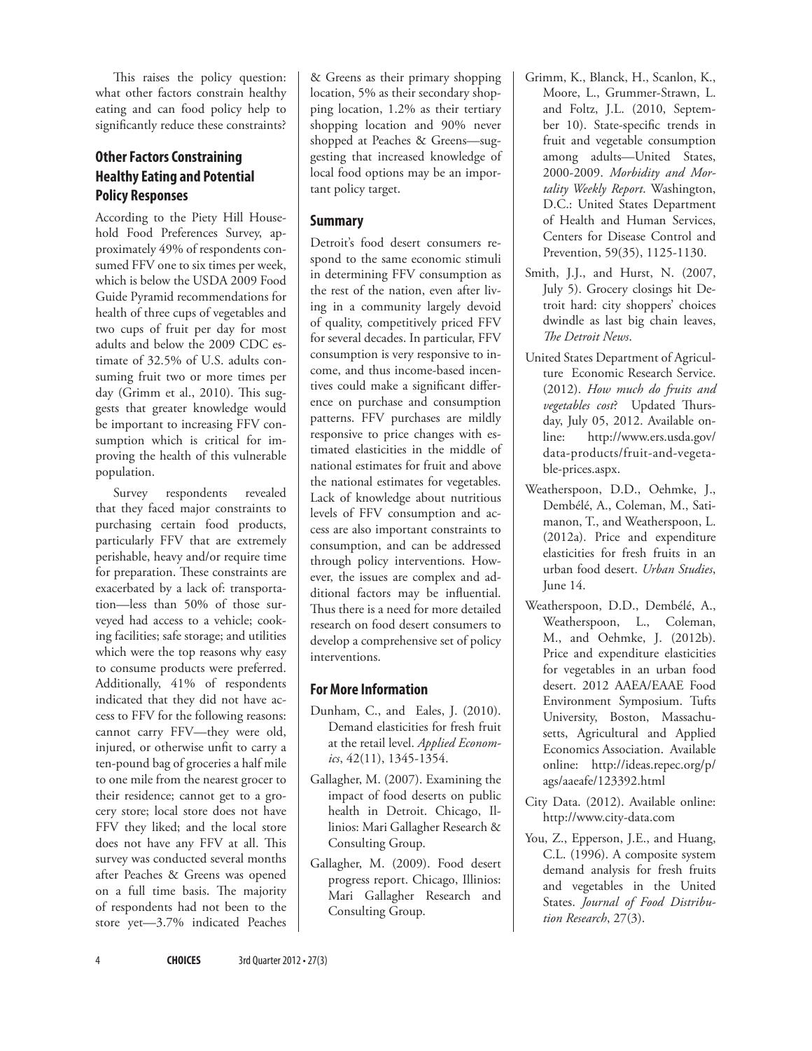This raises the policy question: what other factors constrain healthy eating and can food policy help to significantly reduce these constraints?

## Other Factors Constraining Healthy Eating and Potential Policy Responses

According to the Piety Hill Household Food Preferences Survey, approximately 49% of respondents consumed FFV one to six times per week, which is below the USDA 2009 Food Guide Pyramid recommendations for health of three cups of vegetables and two cups of fruit per day for most adults and below the 2009 CDC estimate of 32.5% of U.S. adults consuming fruit two or more times per day (Grimm et al., 2010). This suggests that greater knowledge would be important to increasing FFV consumption which is critical for improving the health of this vulnerable population.

Survey respondents revealed that they faced major constraints to purchasing certain food products, particularly FFV that are extremely perishable, heavy and/or require time for preparation. These constraints are exacerbated by a lack of: transportation—less than 50% of those surveyed had access to a vehicle; cooking facilities; safe storage; and utilities which were the top reasons why easy to consume products were preferred. Additionally, 41% of respondents indicated that they did not have access to FFV for the following reasons: cannot carry FFV—they were old, injured, or otherwise unfit to carry a ten-pound bag of groceries a half mile to one mile from the nearest grocer to their residence; cannot get to a grocery store; local store does not have FFV they liked; and the local store does not have any FFV at all. This survey was conducted several months after Peaches & Greens was opened on a full time basis. The majority of respondents had not been to the store yet—3.7% indicated Peaches & Greens as their primary shopping location, 5% as their secondary shopping location, 1.2% as their tertiary shopping location and 90% never shopped at Peaches & Greens—suggesting that increased knowledge of local food options may be an important policy target.

## Summary

Detroit's food desert consumers respond to the same economic stimuli in determining FFV consumption as the rest of the nation, even after living in a community largely devoid of quality, competitively priced FFV for several decades. In particular, FFV consumption is very responsive to income, and thus income-based incentives could make a significant difference on purchase and consumption patterns. FFV purchases are mildly responsive to price changes with estimated elasticities in the middle of national estimates for fruit and above the national estimates for vegetables. Lack of knowledge about nutritious levels of FFV consumption and access are also important constraints to consumption, and can be addressed through policy interventions. However, the issues are complex and additional factors may be influential. Thus there is a need for more detailed research on food desert consumers to develop a comprehensive set of policy interventions.

## For More Information

Dunham, C., and Eales, J. (2010). Demand elasticities for fresh fruit at the retail level. *Applied Economics*, 42(11), 1345-1354.

Gallagher, M. (2007). Examining the impact of food deserts on public health in Detroit. Chicago, Illinois: Mari Gallagher Research & Consulting Group.

Gallagher, M. (2009). Food desert progress report. Chicago, Illinios: Mari Gallagher Research and Consulting Group.

Grimm, K., Blanck, H., Scanlon, K., Moore, L., Grummer-Strawn, L. and Foltz, J.L. (2010, September 10). State-specific trends in fruit and vegetable consumption among adults—United States, 2000-2009. *Morbidity and Mortality Weekly Report*. Washington, D.C.: United States Department of Health and Human Services, Centers for Disease Control and Prevention, 59(35), 1125-1130.

Smith, J.J., and Hurst, N. (2007, July 5). Grocery closings hit Detroit hard: city shoppers' choices dwindle as last big chain leaves, *The Detroit News*.

United States Department of Agriculture Economic Research Service. (2012). *How much do fruits and vegetables cost*? Updated Thursday, July 05, 2012. Available online: http://www.ers.usda.gov/data-products/fruit-and-vegetable-prices.aspx.

Weatherspoon, D.D., Oehmke, J., Dembélé, A., Coleman, M., Satimanon, T., and Weatherspoon, L. (2012a). Price and expenditure elasticities for fresh fruits in an urban food desert. *Urban Studies*, June 14.

Weatherspoon, D.D., Dembélé, A., Weatherspoon, L., Coleman, M., and Oehmke, J. (2012b). Price and expenditure elasticities for vegetables in an urban food desert. 2012 AAEA/EAAE Food Environment Symposium. Tufts University, Boston, Massachusetts, Agricultural and Applied Economics Association. Available online: http://ideas.repec.org/p/ags/aaeafe/123392.html

City Data. (2012). Available online: http://www.city-data.com

You, Z., Epperson, J.E., and Huang, C.L. (1996). A composite system demand analysis for fresh fruits and vegetables in the United States. *Journal of Food Distribution Research*, 27(3).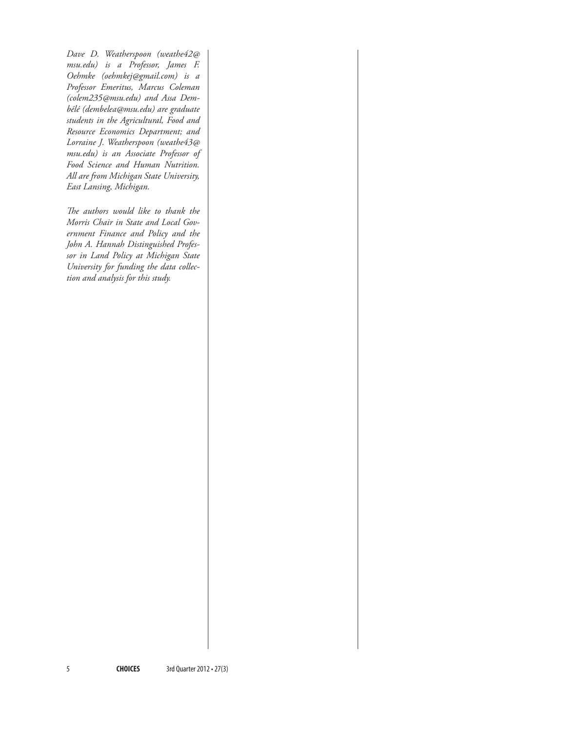*Dave D. Weatherspoon (weathe42@msu.edu) is a Professor, James F. Oehmke (oehmkej@gmail.com) is a Professor Emeritus, Marcus Coleman (colem235@msu.edu) and Assa Dembélé (dembelea@msu.edu) are graduate students in the Agricultural, Food and Resource Economics Department; and Lorraine J. Weatherspoon (weathe43@msu.edu) is an Associate Professor of Food Science and Human Nutrition. All are from Michigan State University, East Lansing, Michigan.*

*The authors would like to thank the Morris Chair in State and Local Government Finance and Policy and the John A. Hannah Distinguished Professor in Land Policy at Michigan State University for funding the data collection and analysis for this study.*